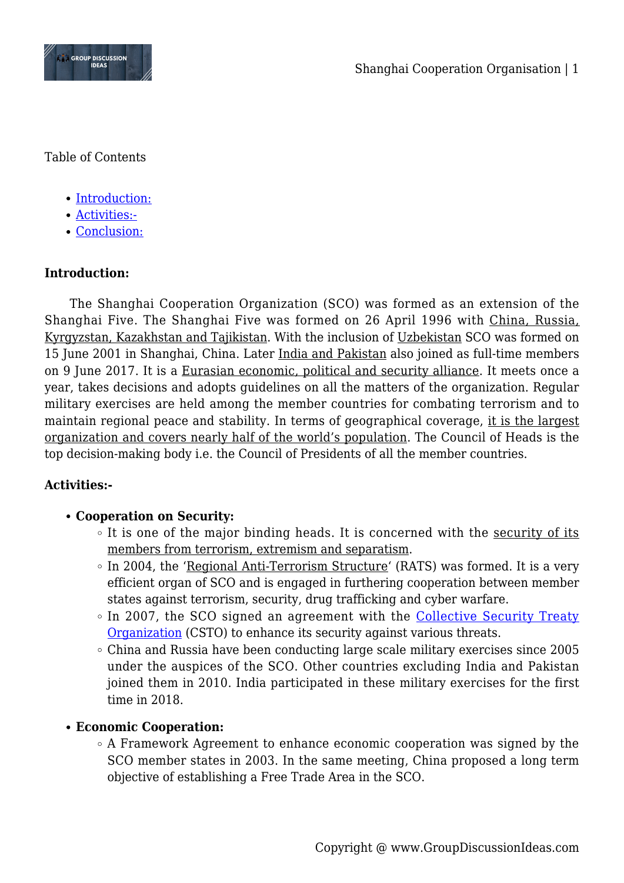Table of Contents

- [Introduction:](#introduction)
- [Activities:-](#activities-)
- [Conclusion:](#conclusion)

**Introduction:**

The Shanghai Cooperation Organization (SCO) was formed as an extension of the Shanghai Five. The Shanghai Five was formed on 26 April 1996 with China, Russia, Kyrgyzstan, Kazakhstan and Tajikistan. With the inclusion of Uzbekistan SCO was formed on 15 June 2001 in Shanghai, China. Later India and Pakistan also joined as full-time members on 9 June 2017. It is a Eurasian economic, political and security alliance. It meets once a year, takes decisions and adopts guidelines on all the matters of the organization. Regular military exercises are held among the member countries for combating terrorism and to maintain regional peace and stability. In terms of geographical coverage, it is the largest organization and covers nearly half of the world's population. The Council of Heads is the top decision-making body i.e. the Council of Presidents of all the member countries.

**Activities:-**

- **Cooperation on Security:**
  - It is one of the major binding heads. It is concerned with the security of its members from terrorism, extremism and separatism.
  - In 2004, the 'Regional Anti-Terrorism Structure' (RATS) was formed. It is a very efficient organ of SCO and is engaged in furthering cooperation between member states against terrorism, security, drug trafficking and cyber warfare.
  - In 2007, the SCO signed an agreement with the Collective Security Treaty Organization (CSTO) to enhance its security against various threats.
  - China and Russia have been conducting large scale military exercises since 2005 under the auspices of the SCO. Other countries excluding India and Pakistan joined them in 2010. India participated in these military exercises for the first time in 2018.
- **Economic Cooperation:**
  - A Framework Agreement to enhance economic cooperation was signed by the SCO member states in 2003. In the same meeting, China proposed a long term objective of establishing a Free Trade Area in the SCO.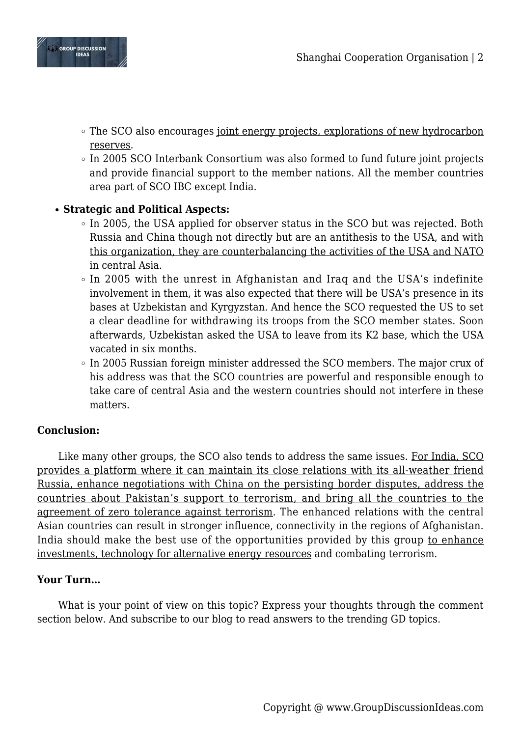- The SCO also encourages joint energy projects, explorations of new hydrocarbon reserves.
    - In 2005 SCO Interbank Consortium was also formed to fund future joint projects and provide financial support to the member nations. All the member countries area part of SCO IBC except India.

- **Strategic and Political Aspects:**
    - In 2005, the USA applied for observer status in the SCO but was rejected. Both Russia and China though not directly but are an antithesis to the USA, and with this organization, they are counterbalancing the activities of the USA and NATO in central Asia.
    - In 2005 with the unrest in Afghanistan and Iraq and the USA's indefinite involvement in them, it was also expected that there will be USA's presence in its bases at Uzbekistan and Kyrgyzstan. And hence the SCO requested the US to set a clear deadline for withdrawing its troops from the SCO member states. Soon afterwards, Uzbekistan asked the USA to leave from its K2 base, which the USA vacated in six months.
    - In 2005 Russian foreign minister addressed the SCO members. The major crux of his address was that the SCO countries are powerful and responsible enough to take care of central Asia and the western countries should not interfere in these matters.

**Conclusion:**

Like many other groups, the SCO also tends to address the same issues. For India, SCO provides a platform where it can maintain its close relations with its all-weather friend Russia, enhance negotiations with China on the persisting border disputes, address the countries about Pakistan's support to terrorism, and bring all the countries to the agreement of zero tolerance against terrorism. The enhanced relations with the central Asian countries can result in stronger influence, connectivity in the regions of Afghanistan. India should make the best use of the opportunities provided by this group to enhance investments, technology for alternative energy resources and combating terrorism.

**Your Turn…**

What is your point of view on this topic? Express your thoughts through the comment section below. And subscribe to our blog to read answers to the trending GD topics.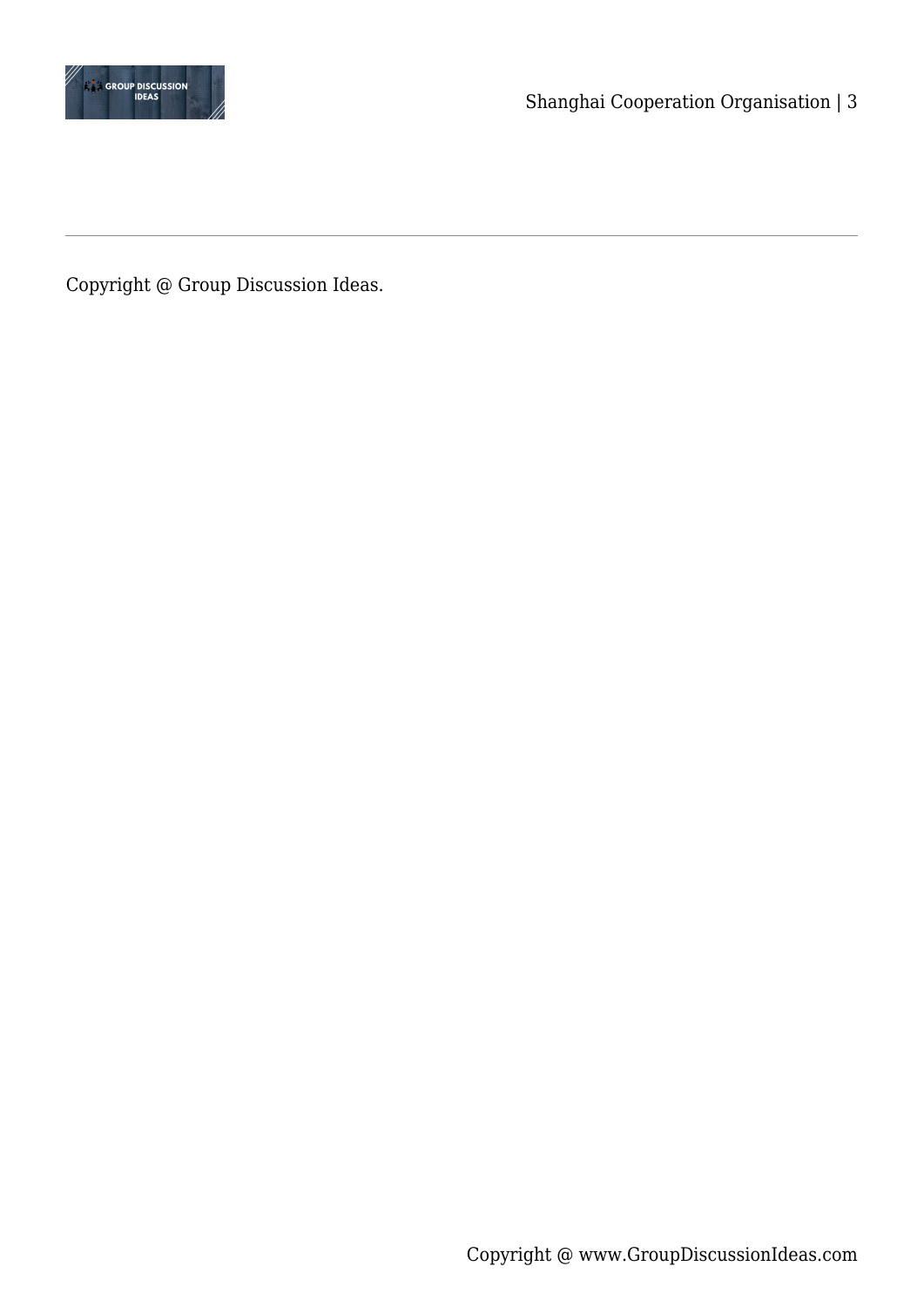---

Copyright @ Group Discussion Ideas.